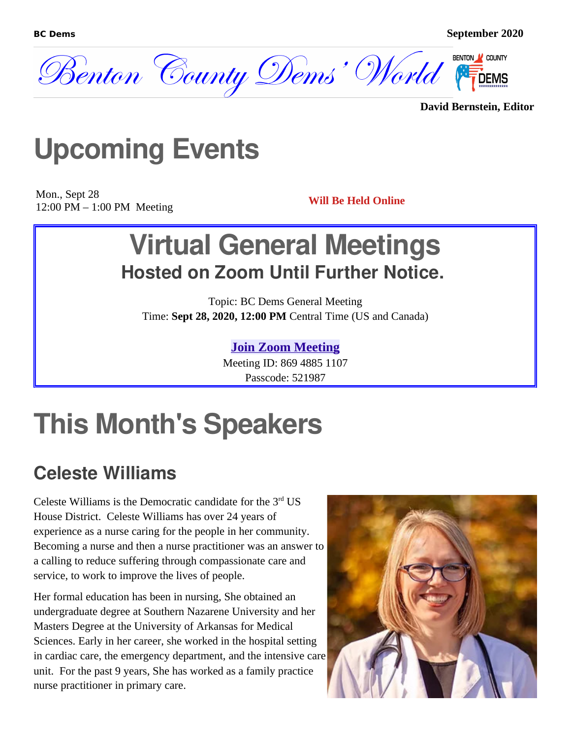**BC Dems** **September 2020**

# Benton County Dems' World

**David Bernstein, Editor**

# Upcoming Events

Mon., Sept 28
12:00 PM – 1:00 PM Meeting

**Will Be Held Online**

## Virtual General Meetings

### Hosted on Zoom Until Further Notice.

Topic: BC Dems General Meeting
Time: **Sept 28, 2020, 12:00 PM** Central Time (US and Canada)

**Join Zoom Meeting**
Meeting ID: 869 4885 1107
Passcode: 521987

# This Month's Speakers

## Celeste Williams

Celeste Williams is the Democratic candidate for the 3rd US House District. Celeste Williams has over 24 years of experience as a nurse caring for the people in her community. Becoming a nurse and then a nurse practitioner was an answer to a calling to reduce suffering through compassionate care and service, to work to improve the lives of people.

Her formal education has been in nursing, She obtained an undergraduate degree at Southern Nazarene University and her Masters Degree at the University of Arkansas for Medical Sciences. Early in her career, she worked in the hospital setting in cardiac care, the emergency department, and the intensive care unit. For the past 9 years, She has worked as a family practice nurse practitioner in primary care.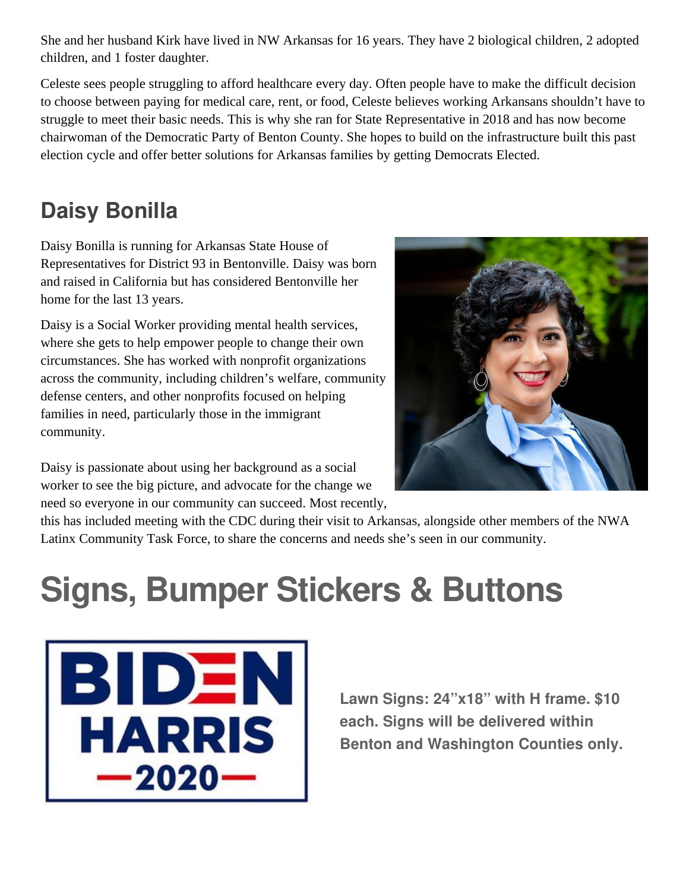She and her husband Kirk have lived in NW Arkansas for 16 years. They have 2 biological children, 2 adopted children, and 1 foster daughter.

Celeste sees people struggling to afford healthcare every day. Often people have to make the difficult decision to choose between paying for medical care, rent, or food, Celeste believes working Arkansans shouldn't have to struggle to meet their basic needs. This is why she ran for State Representative in 2018 and has now become chairwoman of the Democratic Party of Benton County. She hopes to build on the infrastructure built this past election cycle and offer better solutions for Arkansas families by getting Democrats Elected.

## Daisy Bonilla

Daisy Bonilla is running for Arkansas State House of Representatives for District 93 in Bentonville. Daisy was born and raised in California but has considered Bentonville her home for the last 13 years.

Daisy is a Social Worker providing mental health services, where she gets to help empower people to change their own circumstances. She has worked with nonprofit organizations across the community, including children's welfare, community defense centers, and other nonprofits focused on helping families in need, particularly those in the immigrant community.

Daisy is passionate about using her background as a social worker to see the big picture, and advocate for the change we need so everyone in our community can succeed. Most recently, this has included meeting with the CDC during their visit to Arkansas, alongside other members of the NWA Latinx Community Task Force, to share the concerns and needs she's seen in our community.

# Signs, Bumper Stickers & Buttons

**Lawn Signs: 24"x18" with H frame. $10 each. Signs will be delivered within Benton and Washington Counties only.**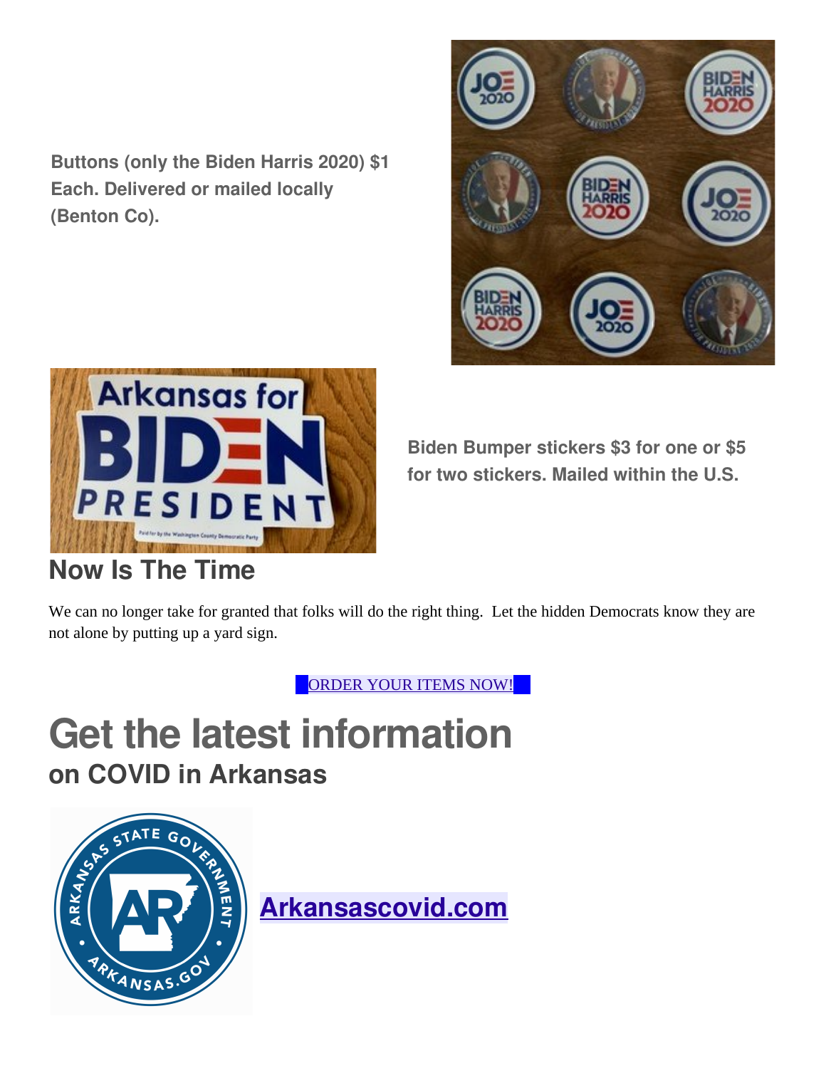**Buttons (only the Biden Harris 2020) $1 Each. Delivered or mailed locally (Benton Co).**

**Biden Bumper stickers $3 for one or $5 for two stickers. Mailed within the U.S.**

## Now Is The Time

We can no longer take for granted that folks will do the right thing. Let the hidden Democrats know they are not alone by putting up a yard sign.

ORDER YOUR ITEMS NOW!

# Get the latest information

## on COVID in Arkansas

**Arkansascovid.com**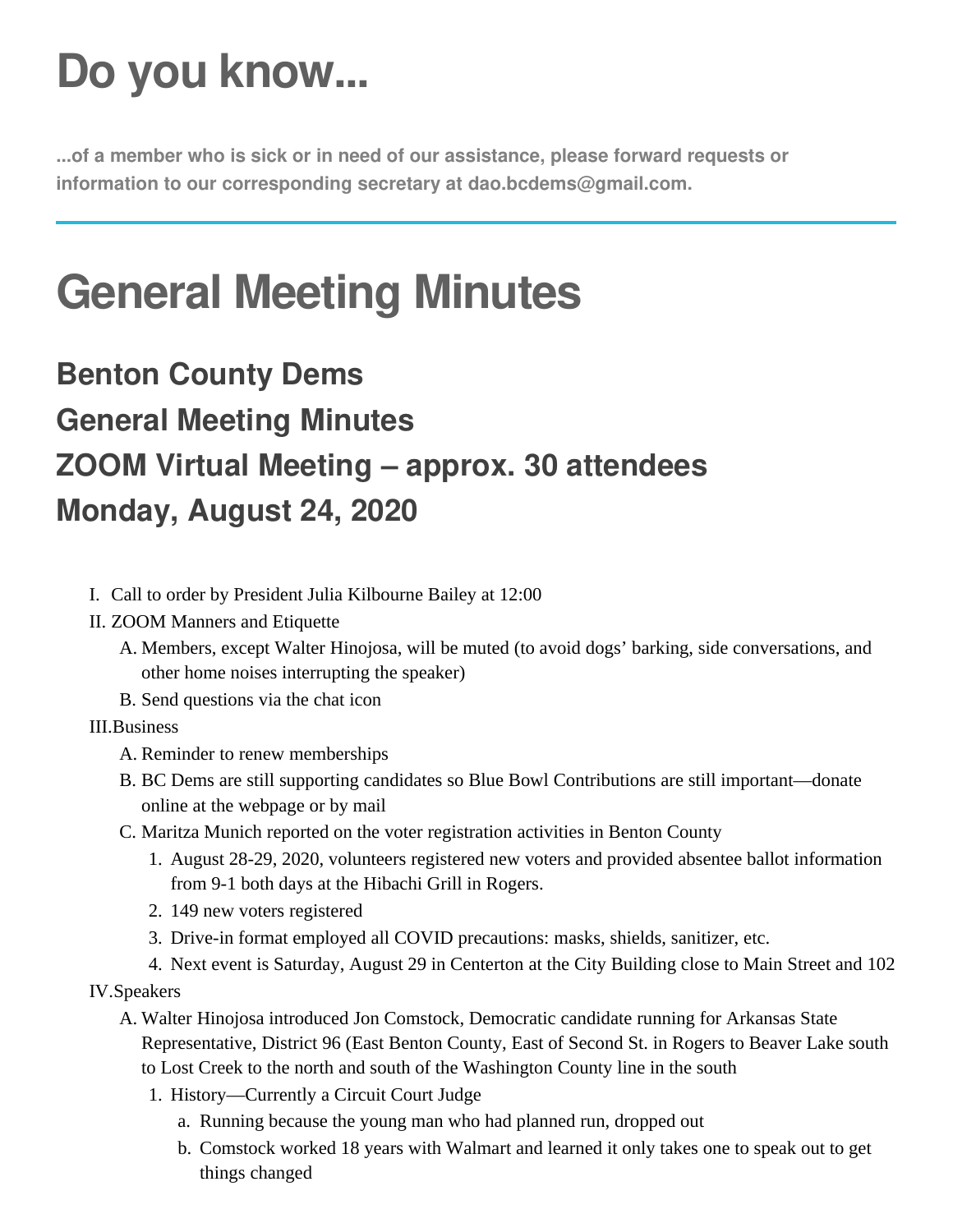# Do you know...

**...of a member who is sick or in need of our assistance, please forward requests or information to our corresponding secretary at dao.bcdems@gmail.com.**

---

# General Meeting Minutes

## Benton County Dems

## General Meeting Minutes

## ZOOM Virtual Meeting – approx. 30 attendees

## Monday, August 24, 2020

I. Call to order by President Julia Kilbourne Bailey at 12:00

II. ZOOM Manners and Etiquette
   - A. Members, except Walter Hinojosa, will be muted (to avoid dogs' barking, side conversations, and other home noises interrupting the speaker)
   - B. Send questions via the chat icon

III. Business
   - A. Reminder to renew memberships
   - B. BC Dems are still supporting candidates so Blue Bowl Contributions are still important—donate online at the webpage or by mail
   - C. Maritza Munich reported on the voter registration activities in Benton County
     1. August 28-29, 2020, volunteers registered new voters and provided absentee ballot information from 9-1 both days at the Hibachi Grill in Rogers.
     2. 149 new voters registered
     3. Drive-in format employed all COVID precautions: masks, shields, sanitizer, etc.
     4. Next event is Saturday, August 29 in Centerton at the City Building close to Main Street and 102

IV. Speakers
   - A. Walter Hinojosa introduced Jon Comstock, Democratic candidate running for Arkansas State Representative, District 96 (East Benton County, East of Second St. in Rogers to Beaver Lake south to Lost Creek to the north and south of the Washington County line in the south
     1. History—Currently a Circuit Court Judge
        - a. Running because the young man who had planned run, dropped out
        - b. Comstock worked 18 years with Walmart and learned it only takes one to speak out to get things changed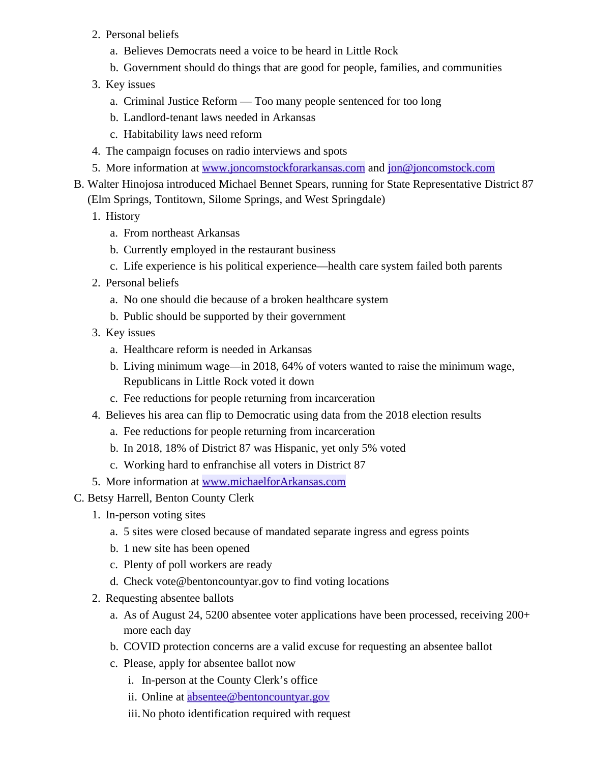2. Personal beliefs
    a. Believes Democrats need a voice to be heard in Little Rock
    b. Government should do things that are good for people, families, and communities
3. Key issues
    a. Criminal Justice Reform — Too many people sentenced for too long
    b. Landlord-tenant laws needed in Arkansas
    c. Habitability laws need reform
4. The campaign focuses on radio interviews and spots
5. More information at www.joncomstockforarkansas.com and jon@joncomstock.com

B. Walter Hinojosa introduced Michael Bennet Spears, running for State Representative District 87 (Elm Springs, Tontitown, Silome Springs, and West Springdale)

1. History
    a. From northeast Arkansas
    b. Currently employed in the restaurant business
    c. Life experience is his political experience—health care system failed both parents
2. Personal beliefs
    a. No one should die because of a broken healthcare system
    b. Public should be supported by their government
3. Key issues
    a. Healthcare reform is needed in Arkansas
    b. Living minimum wage—in 2018, 64% of voters wanted to raise the minimum wage, Republicans in Little Rock voted it down
    c. Fee reductions for people returning from incarceration
4. Believes his area can flip to Democratic using data from the 2018 election results
    a. Fee reductions for people returning from incarceration
    b. In 2018, 18% of District 87 was Hispanic, yet only 5% voted
    c. Working hard to enfranchise all voters in District 87
5. More information at www.michaelforArkansas.com

C. Betsy Harrell, Benton County Clerk

1. In-person voting sites
    a. 5 sites were closed because of mandated separate ingress and egress points
    b. 1 new site has been opened
    c. Plenty of poll workers are ready
    d. Check vote@bentoncountyar.gov to find voting locations
2. Requesting absentee ballots
    a. As of August 24, 5200 absentee voter applications have been processed, receiving 200+ more each day
    b. COVID protection concerns are a valid excuse for requesting an absentee ballot
    c. Please, apply for absentee ballot now
        i. In-person at the County Clerk's office
        ii. Online at absentee@bentoncountyar.gov
        iii. No photo identification required with request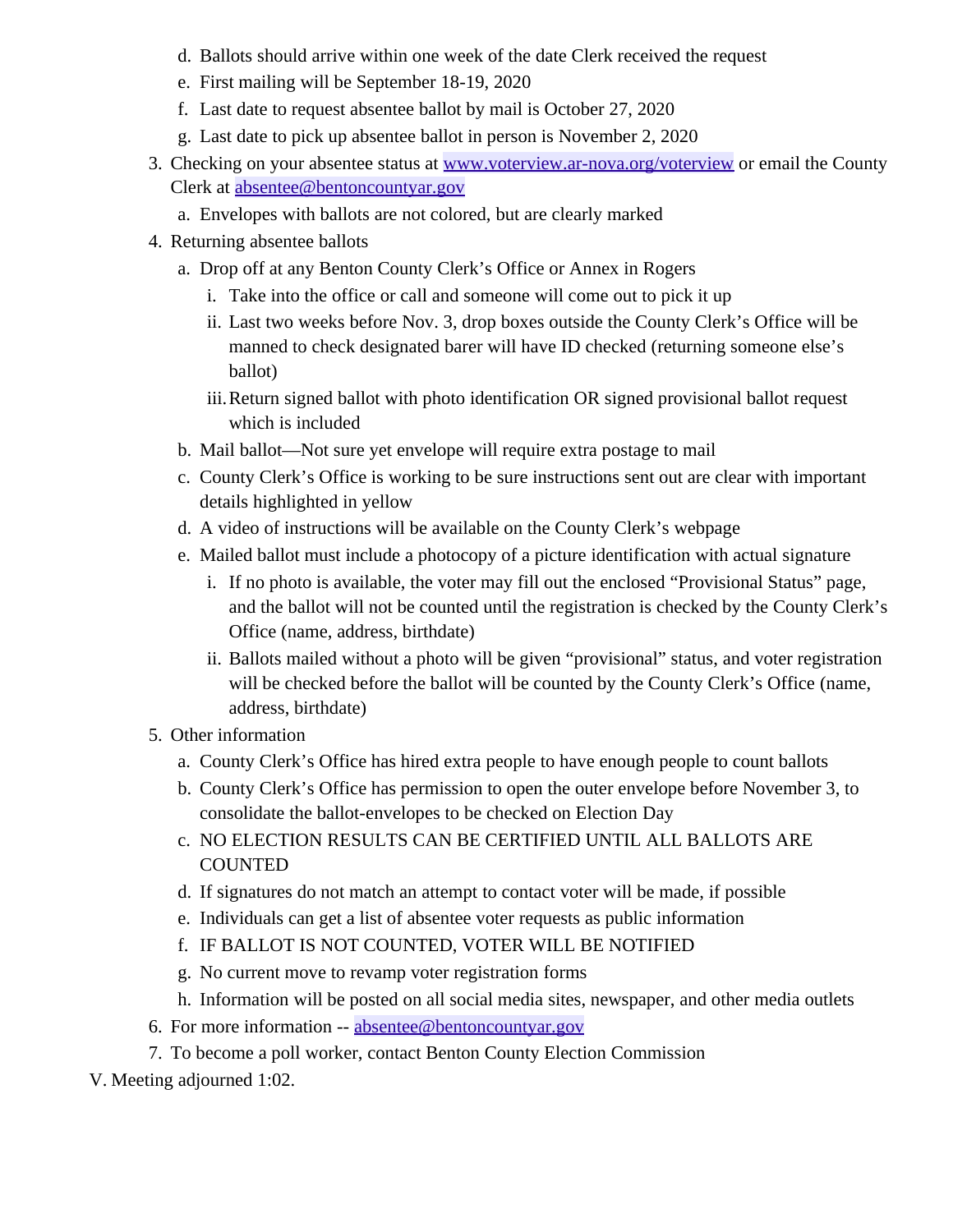- d. Ballots should arrive within one week of the date Clerk received the request
  - e. First mailing will be September 18-19, 2020
  - f. Last date to request absentee ballot by mail is October 27, 2020
  - g. Last date to pick up absentee ballot in person is November 2, 2020

3. Checking on your absentee status at [www.voterview.ar-nova.org/voterview](www.voterview.ar-nova.org/voterview) or email the County Clerk at [absentee@bentoncountyar.gov](mailto:absentee@bentoncountyar.gov)
   - a. Envelopes with ballots are not colored, but are clearly marked
4. Returning absentee ballots
   - a. Drop off at any Benton County Clerk's Office or Annex in Rogers
     - i. Take into the office or call and someone will come out to pick it up
     - ii. Last two weeks before Nov. 3, drop boxes outside the County Clerk's Office will be manned to check designated barer will have ID checked (returning someone else's ballot)
     - iii. Return signed ballot with photo identification OR signed provisional ballot request which is included
   - b. Mail ballot—Not sure yet envelope will require extra postage to mail
   - c. County Clerk's Office is working to be sure instructions sent out are clear with important details highlighted in yellow
   - d. A video of instructions will be available on the County Clerk's webpage
   - e. Mailed ballot must include a photocopy of a picture identification with actual signature
     - i. If no photo is available, the voter may fill out the enclosed "Provisional Status" page, and the ballot will not be counted until the registration is checked by the County Clerk's Office (name, address, birthdate)
     - ii. Ballots mailed without a photo will be given "provisional" status, and voter registration will be checked before the ballot will be counted by the County Clerk's Office (name, address, birthdate)
5. Other information
   - a. County Clerk's Office has hired extra people to have enough people to count ballots
   - b. County Clerk's Office has permission to open the outer envelope before November 3, to consolidate the ballot-envelopes to be checked on Election Day
   - c. NO ELECTION RESULTS CAN BE CERTIFIED UNTIL ALL BALLOTS ARE COUNTED
   - d. If signatures do not match an attempt to contact voter will be made, if possible
   - e. Individuals can get a list of absentee voter requests as public information
   - f. IF BALLOT IS NOT COUNTED, VOTER WILL BE NOTIFIED
   - g. No current move to revamp voter registration forms
   - h. Information will be posted on all social media sites, newspaper, and other media outlets
6. For more information -- [absentee@bentoncountyar.gov](mailto:absentee@bentoncountyar.gov)
7. To become a poll worker, contact Benton County Election Commission

V. Meeting adjourned 1:02.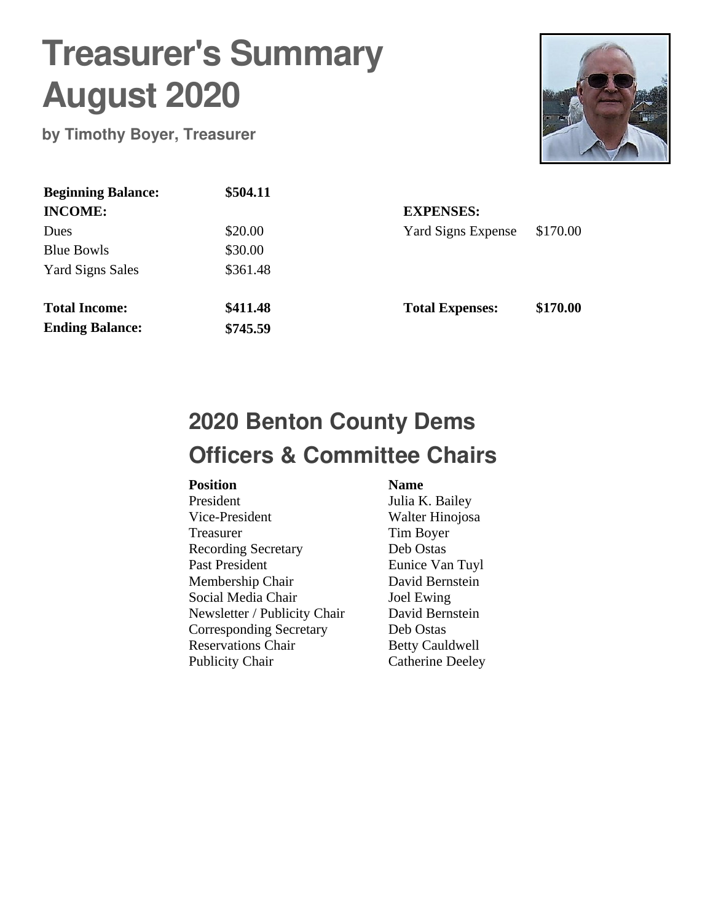# Treasurer's Summary August 2020

**by Timothy Boyer, Treasurer**

| | | | |
|---|---|---|---|
| **Beginning Balance:** | **$504.11** | | |
| **INCOME:** | | **EXPENSES:** | |
| Dues | $20.00 | Yard Signs Expense | $170.00 |
| Blue Bowls | $30.00 | | |
| Yard Signs Sales | $361.48 | | |
| **Total Income:** | **$411.48** | **Total Expenses:** | **$170.00** |
| **Ending Balance:** | **$745.59** | | |

## 2020 Benton County Dems Officers & Committee Chairs

| **Position** | **Name** |
|---|---|
| President | Julia K. Bailey |
| Vice-President | Walter Hinojosa |
| Treasurer | Tim Boyer |
| Recording Secretary | Deb Ostas |
| Past President | Eunice Van Tuyl |
| Membership Chair | David Bernstein |
| Social Media Chair | Joel Ewing |
| Newsletter / Publicity Chair | David Bernstein |
| Corresponding Secretary | Deb Ostas |
| Reservations Chair | Betty Cauldwell |
| Publicity Chair | Catherine Deeley |